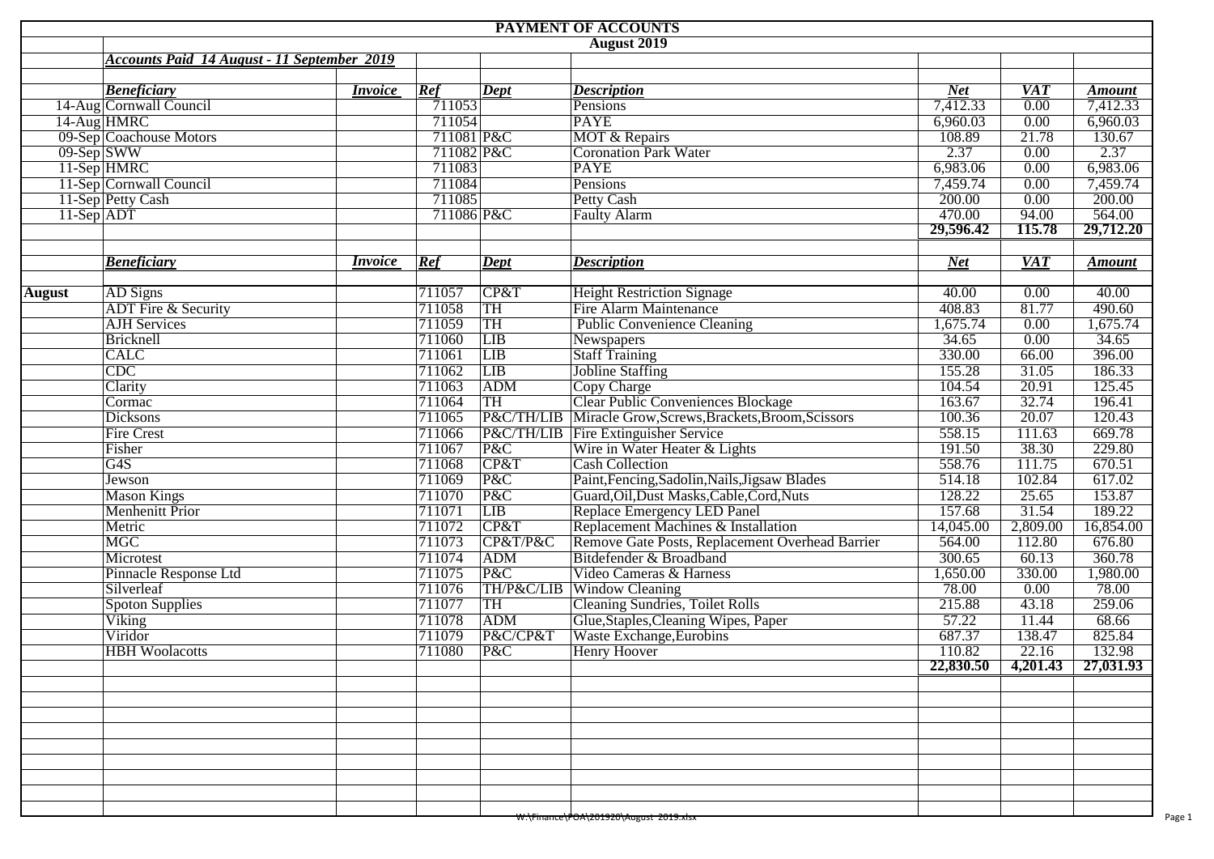# PAYMENT OF ACCOUNTS

## August 2019

***Accounts Paid 14 August - 11 September 2019***

| | ***Beneficiary*** | ***Invoice*** | ***Ref*** | ***Dept*** | ***Description*** | ***Net*** | ***VAT*** | ***Amount*** |
|---|---|---|---|---|---|---|---|---|
| 14-Aug | Cornwall Council | | 711053 | | Pensions | 7,412.33 | 0.00 | 7,412.33 |
| 14-Aug | HMRC | | 711054 | | PAYE | 6,960.03 | 0.00 | 6,960.03 |
| 09-Sep | Coachouse Motors | | 711081 | P&C | MOT & Repairs | 108.89 | 21.78 | 130.67 |
| 09-Sep | SWW | | 711082 | P&C | Coronation Park Water | 2.37 | 0.00 | 2.37 |
| 11-Sep | HMRC | | 711083 | | PAYE | 6,983.06 | 0.00 | 6,983.06 |
| 11-Sep | Cornwall Council | | 711084 | | Pensions | 7,459.74 | 0.00 | 7,459.74 |
| 11-Sep | Petty Cash | | 711085 | | Petty Cash | 200.00 | 0.00 | 200.00 |
| 11-Sep | ADT | | 711086 | P&C | Faulty Alarm | 470.00 | 94.00 | 564.00 |
| | | | | | | **29,596.42** | **115.78** | **29,712.20** |

| | ***Beneficiary*** | ***Invoice*** | ***Ref*** | ***Dept*** | ***Description*** | ***Net*** | ***VAT*** | ***Amount*** |
|---|---|---|---|---|---|---|---|---|
| **August** | AD Signs | | 711057 | CP&T | Height Restriction Signage | 40.00 | 0.00 | 40.00 |
| | ADT Fire & Security | | 711058 | TH | Fire Alarm Maintenance | 408.83 | 81.77 | 490.60 |
| | AJH Services | | 711059 | TH | Public Convenience Cleaning | 1,675.74 | 0.00 | 1,675.74 |
| | Bricknell | | 711060 | LIB | Newspapers | 34.65 | 0.00 | 34.65 |
| | CALC | | 711061 | LIB | Staff Training | 330.00 | 66.00 | 396.00 |
| | CDC | | 711062 | LIB | Jobline Staffing | 155.28 | 31.05 | 186.33 |
| | Clarity | | 711063 | ADM | Copy Charge | 104.54 | 20.91 | 125.45 |
| | Cormac | | 711064 | TH | Clear Public Conveniences Blockage | 163.67 | 32.74 | 196.41 |
| | Dicksons | | 711065 | P&C/TH/LIB | Miracle Grow,Screws,Brackets,Broom,Scissors | 100.36 | 20.07 | 120.43 |
| | Fire Crest | | 711066 | P&C/TH/LIB | Fire Extinguisher Service | 558.15 | 111.63 | 669.78 |
| | Fisher | | 711067 | P&C | Wire in Water Heater & Lights | 191.50 | 38.30 | 229.80 |
| | G4S | | 711068 | CP&T | Cash Collection | 558.76 | 111.75 | 670.51 |
| | Jewson | | 711069 | P&C | Paint,Fencing,Sadolin,Nails,Jigsaw Blades | 514.18 | 102.84 | 617.02 |
| | Mason Kings | | 711070 | P&C | Guard,Oil,Dust Masks,Cable,Cord,Nuts | 128.22 | 25.65 | 153.87 |
| | Menhenitt Prior | | 711071 | LIB | Replace Emergency LED Panel | 157.68 | 31.54 | 189.22 |
| | Metric | | 711072 | CP&T | Replacement Machines & Installation | 14,045.00 | 2,809.00 | 16,854.00 |
| | MGC | | 711073 | CP&T/P&C | Remove Gate Posts, Replacement Overhead Barrier | 564.00 | 112.80 | 676.80 |
| | Microtest | | 711074 | ADM | Bitdefender & Broadband | 300.65 | 60.13 | 360.78 |
| | Pinnacle Response Ltd | | 711075 | P&C | Video Cameras & Harness | 1,650.00 | 330.00 | 1,980.00 |
| | Silverleaf | | 711076 | TH/P&C/LIB | Window Cleaning | 78.00 | 0.00 | 78.00 |
| | Spoton Supplies | | 711077 | TH | Cleaning Sundries, Toilet Rolls | 215.88 | 43.18 | 259.06 |
| | Viking | | 711078 | ADM | Glue,Staples,Cleaning Wipes, Paper | 57.22 | 11.44 | 68.66 |
| | Viridor | | 711079 | P&C/CP&T | Waste Exchange,Eurobins | 687.37 | 138.47 | 825.84 |
| | HBH Woolacotts | | 711080 | P&C | Henry Hoover | 110.82 | 22.16 | 132.98 |
| | | | | | | **22,830.50** | **4,201.43** | **27,031.93** |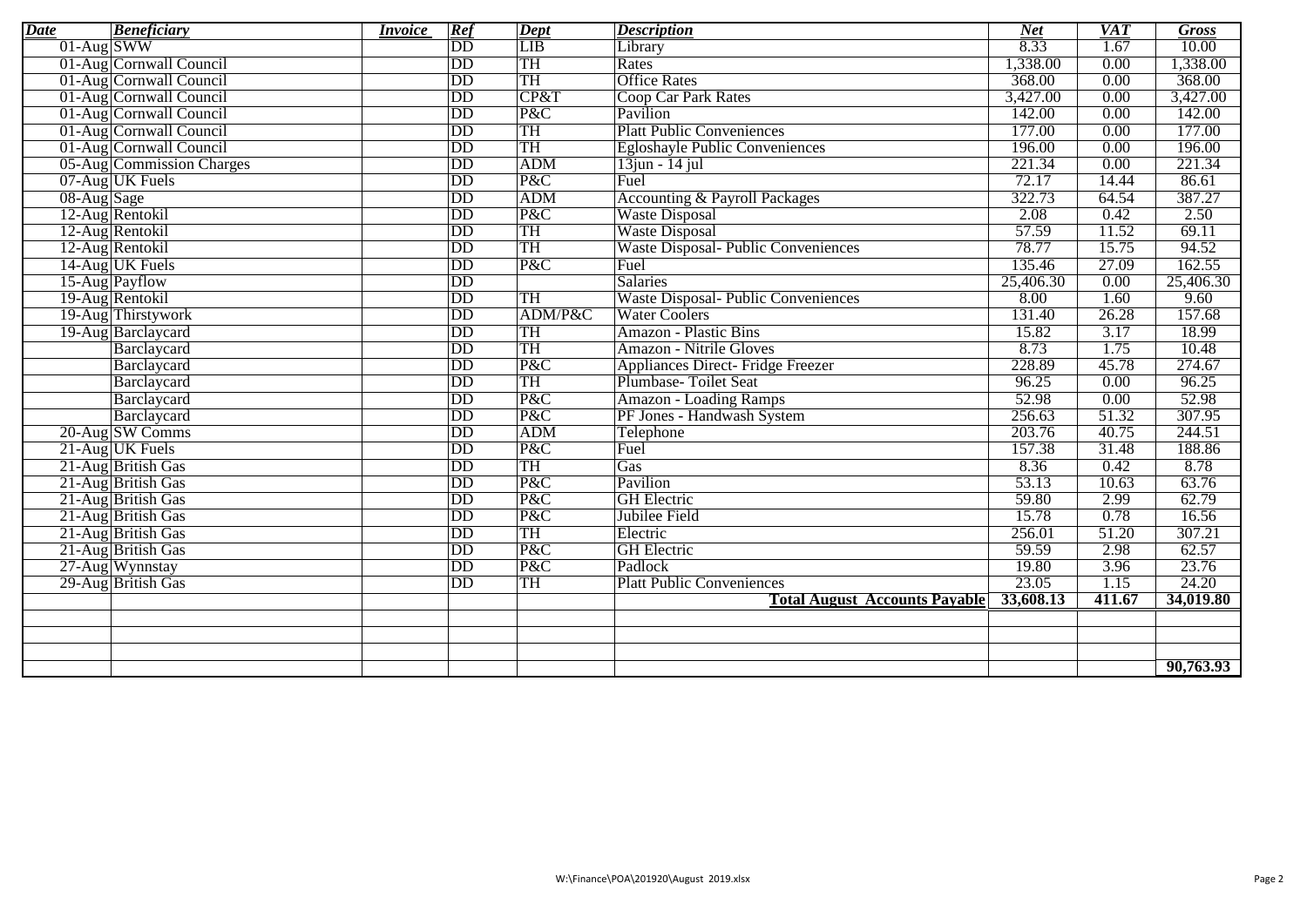| Date | Beneficiary | Invoice | Ref | Dept | Description | Net | VAT | Gross |
|---|---|---|---|---|---|---|---|---|
| 01-Aug | SWW | | DD | LIB | Library | 8.33 | 1.67 | 10.00 |
| 01-Aug | Cornwall Council | | DD | TH | Rates | 1,338.00 | 0.00 | 1,338.00 |
| 01-Aug | Cornwall Council | | DD | TH | Office Rates | 368.00 | 0.00 | 368.00 |
| 01-Aug | Cornwall Council | | DD | CP&T | Coop Car Park Rates | 3,427.00 | 0.00 | 3,427.00 |
| 01-Aug | Cornwall Council | | DD | P&C | Pavilion | 142.00 | 0.00 | 142.00 |
| 01-Aug | Cornwall Council | | DD | TH | Platt Public Conveniences | 177.00 | 0.00 | 177.00 |
| 01-Aug | Cornwall Council | | DD | TH | Egloshayle Public Conveniences | 196.00 | 0.00 | 196.00 |
| 05-Aug | Commission Charges | | DD | ADM | 13jun - 14 jul | 221.34 | 0.00 | 221.34 |
| 07-Aug | UK Fuels | | DD | P&C | Fuel | 72.17 | 14.44 | 86.61 |
| 08-Aug | Sage | | DD | ADM | Accounting & Payroll Packages | 322.73 | 64.54 | 387.27 |
| 12-Aug | Rentokil | | DD | P&C | Waste Disposal | 2.08 | 0.42 | 2.50 |
| 12-Aug | Rentokil | | DD | TH | Waste Disposal | 57.59 | 11.52 | 69.11 |
| 12-Aug | Rentokil | | DD | TH | Waste Disposal- Public Conveniences | 78.77 | 15.75 | 94.52 |
| 14-Aug | UK Fuels | | DD | P&C | Fuel | 135.46 | 27.09 | 162.55 |
| 15-Aug | Payflow | | DD | | Salaries | 25,406.30 | 0.00 | 25,406.30 |
| 19-Aug | Rentokil | | DD | TH | Waste Disposal- Public Conveniences | 8.00 | 1.60 | 9.60 |
| 19-Aug | Thirstywork | | DD | ADM/P&C | Water Coolers | 131.40 | 26.28 | 157.68 |
| 19-Aug | Barclaycard | | DD | TH | Amazon - Plastic Bins | 15.82 | 3.17 | 18.99 |
| | Barclaycard | | DD | TH | Amazon - Nitrile Gloves | 8.73 | 1.75 | 10.48 |
| | Barclaycard | | DD | P&C | Appliances Direct- Fridge Freezer | 228.89 | 45.78 | 274.67 |
| | Barclaycard | | DD | TH | Plumbase- Toilet Seat | 96.25 | 0.00 | 96.25 |
| | Barclaycard | | DD | P&C | Amazon - Loading Ramps | 52.98 | 0.00 | 52.98 |
| | Barclaycard | | DD | P&C | PF Jones - Handwash System | 256.63 | 51.32 | 307.95 |
| 20-Aug | SW Comms | | DD | ADM | Telephone | 203.76 | 40.75 | 244.51 |
| 21-Aug | UK Fuels | | DD | P&C | Fuel | 157.38 | 31.48 | 188.86 |
| 21-Aug | British Gas | | DD | TH | Gas | 8.36 | 0.42 | 8.78 |
| 21-Aug | British Gas | | DD | P&C | Pavilion | 53.13 | 10.63 | 63.76 |
| 21-Aug | British Gas | | DD | P&C | GH Electric | 59.80 | 2.99 | 62.79 |
| 21-Aug | British Gas | | DD | P&C | Jubilee Field | 15.78 | 0.78 | 16.56 |
| 21-Aug | British Gas | | DD | TH | Electric | 256.01 | 51.20 | 307.21 |
| 21-Aug | British Gas | | DD | P&C | GH Electric | 59.59 | 2.98 | 62.57 |
| 27-Aug | Wynnstay | | DD | P&C | Padlock | 19.80 | 3.96 | 23.76 |
| 29-Aug | British Gas | | DD | TH | Platt Public Conveniences | 23.05 | 1.15 | 24.20 |
| | | | | | **Total August Accounts Payable** | **33,608.13** | **411.67** | **34,019.80** |
| | | | | | | | | |
| | | | | | | | | |
| | | | | | | | | |
| | | | | | | | | **90,763.93** |

W:\Finance\POA\201920\August 2019.xlsx